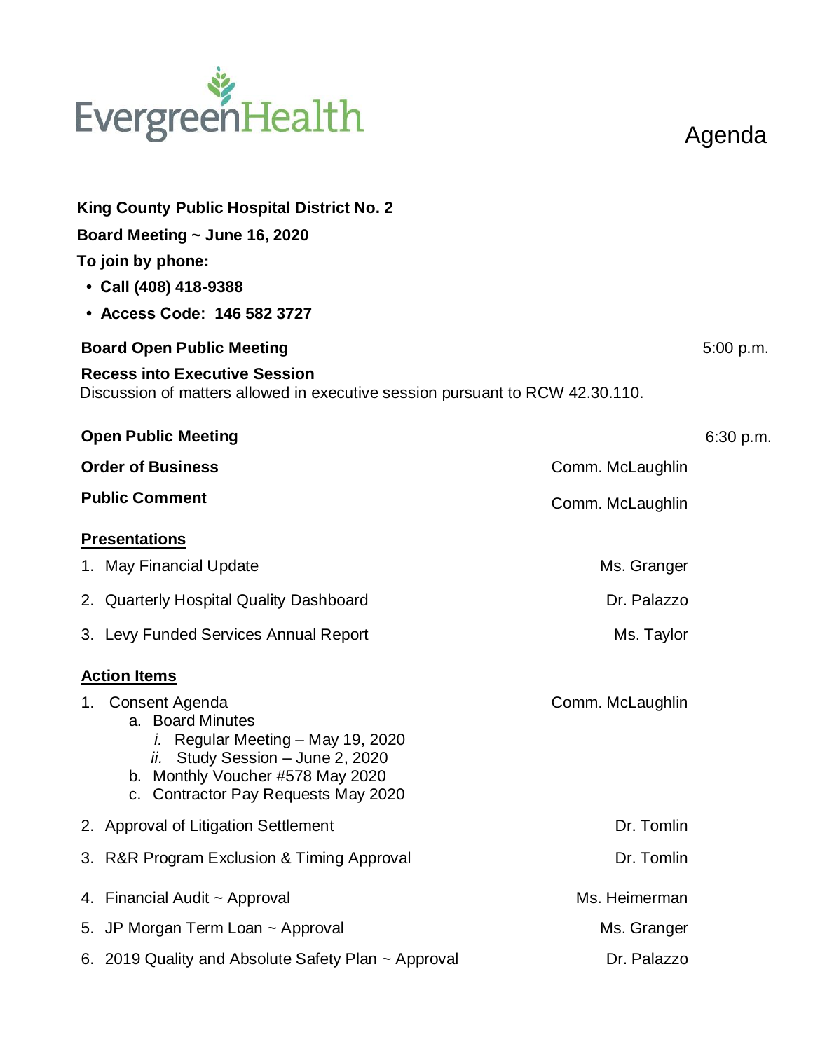EvergreenHealth

# Agenda

**King County Public Hospital District No. 2**

**Board Meeting ~ June 16, 2020**

**To join by phone:**

- **Call (408) 418-9388**
- **Access Code: 146 582 3727**

**Board Open Public Meeting** 5:00 p.m.

**Recess into Executive Session**
Discussion of matters allowed in executive session pursuant to RCW 42.30.110.

**Open Public Meeting** 6:30 p.m.

**Order of Business** Comm. McLaughlin

**Public Comment** Comm. McLaughlin

**<u>Presentations</u>**

1. May Financial Update — Ms. Granger
2. Quarterly Hospital Quality Dashboard — Dr. Palazzo
3. Levy Funded Services Annual Report — Ms. Taylor

**<u>Action Items</u>**

1. Consent Agenda — Comm. McLaughlin
   a. Board Minutes
      *i.* Regular Meeting – May 19, 2020
      *ii.* Study Session – June 2, 2020
   b. Monthly Voucher #578 May 2020
   c. Contractor Pay Requests May 2020
2. Approval of Litigation Settlement — Dr. Tomlin
3. R&R Program Exclusion & Timing Approval — Dr. Tomlin
4. Financial Audit ~ Approval — Ms. Heimerman
5. JP Morgan Term Loan ~ Approval — Ms. Granger
6. 2019 Quality and Absolute Safety Plan ~ Approval — Dr. Palazzo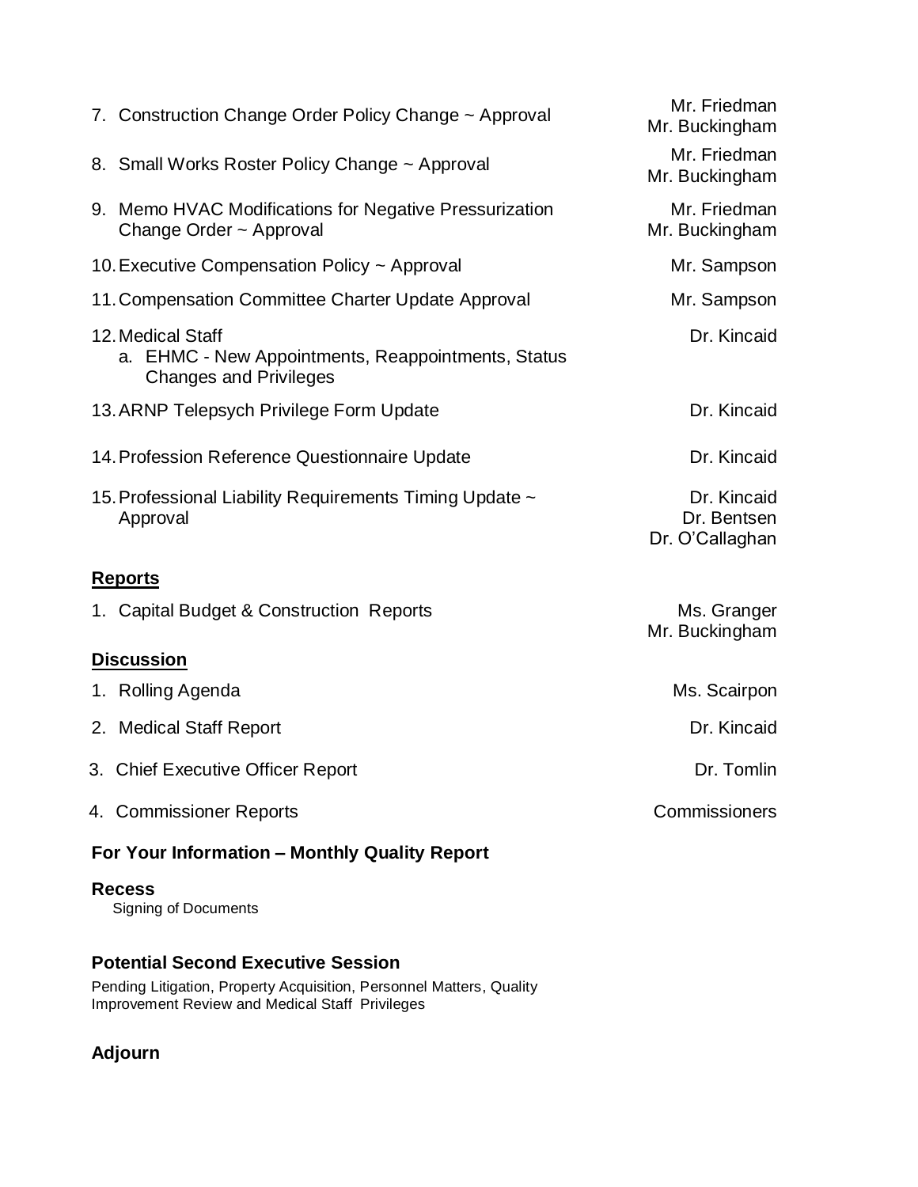7. Construction Change Order Policy Change ~ Approval — Mr. Friedman, Mr. Buckingham
8. Small Works Roster Policy Change ~ Approval — Mr. Friedman, Mr. Buckingham
9. Memo HVAC Modifications for Negative Pressurization Change Order ~ Approval — Mr. Friedman, Mr. Buckingham
10. Executive Compensation Policy ~ Approval — Mr. Sampson
11. Compensation Committee Charter Update Approval — Mr. Sampson
12. Medical Staff — Dr. Kincaid
    a. EHMC - New Appointments, Reappointments, Status Changes and Privileges
13. ARNP Telepsych Privilege Form Update — Dr. Kincaid
14. Profession Reference Questionnaire Update — Dr. Kincaid
15. Professional Liability Requirements Timing Update ~ Approval — Dr. Kincaid, Dr. Bentsen, Dr. O'Callaghan

**Reports**

1. Capital Budget & Construction Reports — Ms. Granger, Mr. Buckingham

**Discussion**

1. Rolling Agenda — Ms. Scairpon
2. Medical Staff Report — Dr. Kincaid
3. Chief Executive Officer Report — Dr. Tomlin
4. Commissioner Reports — Commissioners

**For Your Information – Monthly Quality Report**

**Recess**

Signing of Documents

**Potential Second Executive Session**

Pending Litigation, Property Acquisition, Personnel Matters, Quality Improvement Review and Medical Staff Privileges

**Adjourn**